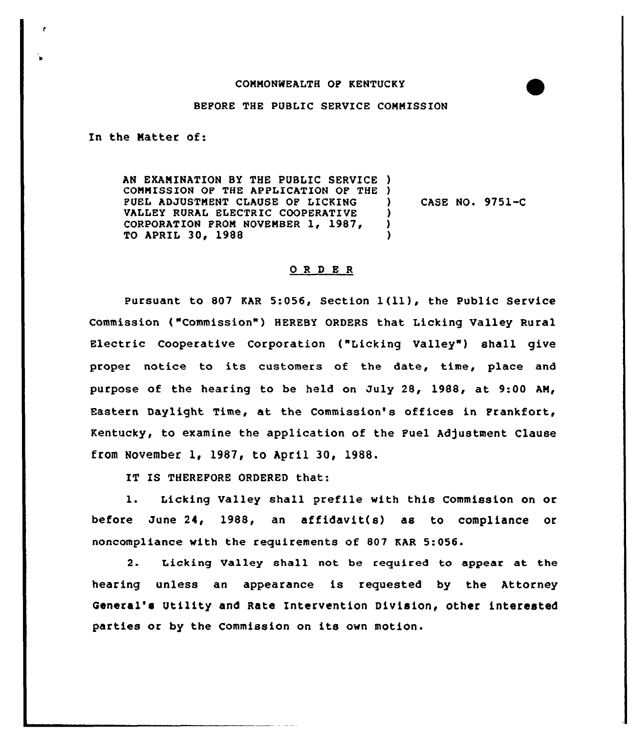COMMONWEALTH OF KENTUCKY

BEFORE THE PUBLIC SERVICE COMMISSION

In the Matter of:

AN EXAMINATION BY THE PUBLIC SERVICE COMMISSION OF THE APPLICATION OF THE FUEL ADJUSTMENT CLAUSE OF LICKING VALLEY RURAL ELECTRIC COOPERATIVE CORPORATION FROM NOVEMBER 1, 1987, TO APRIL 30, 1988 ) CASE NO. 9751-C

## O R D E R

Pursuant to 807 KAR 5:056, Section 1(11), the Public Service Commission ("Commission") HEREBY ORDERS that Licking Valley Rural Electric Cooperative Corporation ("Licking Valley") shall give proper notice to its customers of the date, time, place and purpose of the hearing to be held on July 28, 1988, at 9:00 AM, Eastern Daylight Time, at the Commission's offices in Frankfort, Kentucky, to examine the application of the Fuel Adjustment Clause from November 1, 1987, to April 30, 1988.

IT IS THEREFORE ORDERED that:

1. Licking Valley shall prefile with this Commission on or before June 24, 1988, an affidavit(s) as to compliance or noncompliance with the requirements of 807 KAR 5:056.

2. Licking Valley shall not be required to appear at the hearing unless an appearance is requested by the Attorney General's Utility and Rate Intervention Division, other interested parties or by the Commission on its own motion.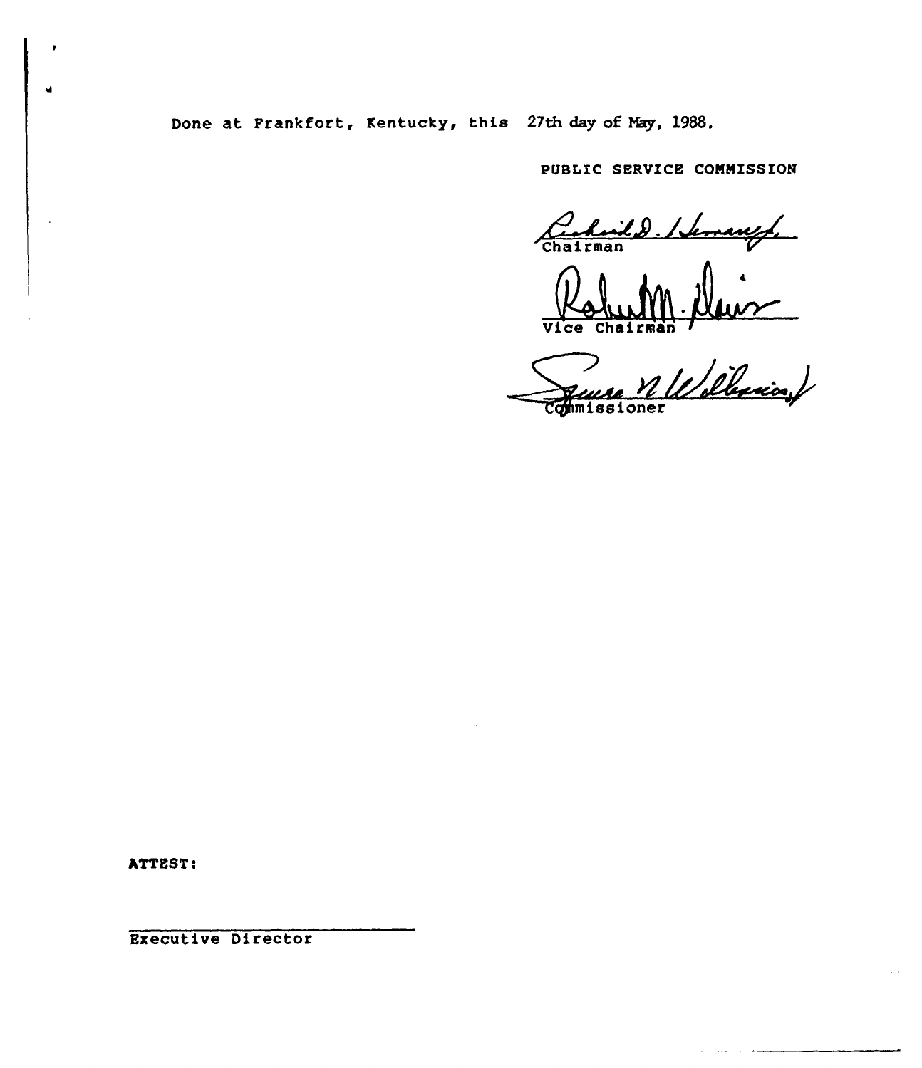Done at Frankfort, Kentucky, this 27th day of May, 1988.

PUBLIC SERVICE COMMISSION

Chairman

Vice Chairman

Commissioner

ATTEST:

Executive Director